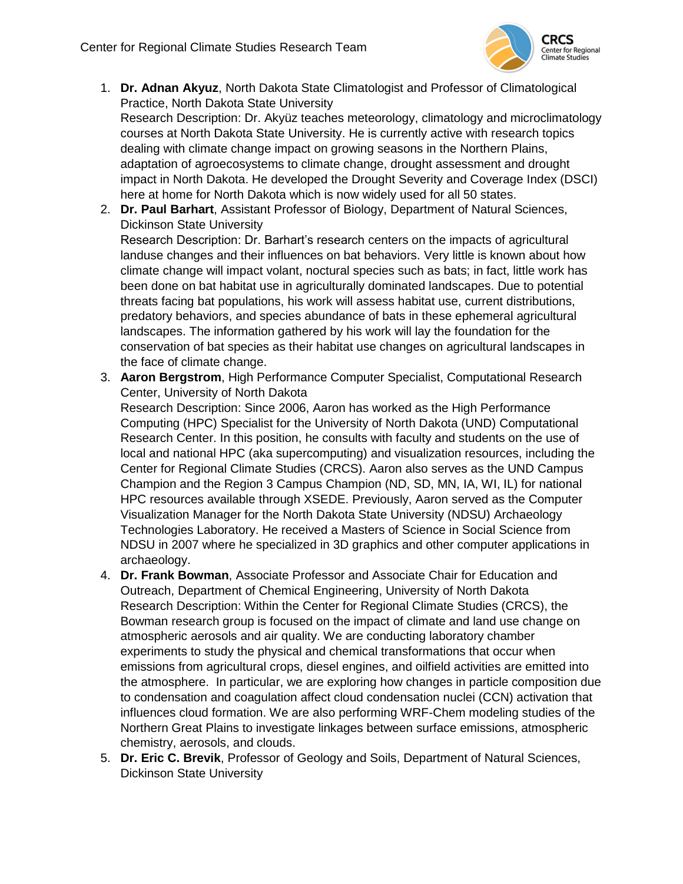# Center for Regional Climate Studies Research Team

1. **Dr. Adnan Akyuz**, North Dakota State Climatologist and Professor of Climatological Practice, North Dakota State University
   Research Description: Dr. Akyüz teaches meteorology, climatology and microclimatology courses at North Dakota State University. He is currently active with research topics dealing with climate change impact on growing seasons in the Northern Plains, adaptation of agroecosystems to climate change, drought assessment and drought impact in North Dakota. He developed the Drought Severity and Coverage Index (DSCI) here at home for North Dakota which is now widely used for all 50 states.
2. **Dr. Paul Barhart**, Assistant Professor of Biology, Department of Natural Sciences, Dickinson State University
   Research Description: Dr. Barhart's research centers on the impacts of agricultural landuse changes and their influences on bat behaviors. Very little is known about how climate change will impact volant, noctural species such as bats; in fact, little work has been done on bat habitat use in agriculturally dominated landscapes. Due to potential threats facing bat populations, his work will assess habitat use, current distributions, predatory behaviors, and species abundance of bats in these ephemeral agricultural landscapes. The information gathered by his work will lay the foundation for the conservation of bat species as their habitat use changes on agricultural landscapes in the face of climate change.
3. **Aaron Bergstrom**, High Performance Computer Specialist, Computational Research Center, University of North Dakota
   Research Description: Since 2006, Aaron has worked as the High Performance Computing (HPC) Specialist for the University of North Dakota (UND) Computational Research Center. In this position, he consults with faculty and students on the use of local and national HPC (aka supercomputing) and visualization resources, including the Center for Regional Climate Studies (CRCS). Aaron also serves as the UND Campus Champion and the Region 3 Campus Champion (ND, SD, MN, IA, WI, IL) for national HPC resources available through XSEDE. Previously, Aaron served as the Computer Visualization Manager for the North Dakota State University (NDSU) Archaeology Technologies Laboratory. He received a Masters of Science in Social Science from NDSU in 2007 where he specialized in 3D graphics and other computer applications in archaeology.
4. **Dr. Frank Bowman**, Associate Professor and Associate Chair for Education and Outreach, Department of Chemical Engineering, University of North Dakota
   Research Description: Within the Center for Regional Climate Studies (CRCS), the Bowman research group is focused on the impact of climate and land use change on atmospheric aerosols and air quality. We are conducting laboratory chamber experiments to study the physical and chemical transformations that occur when emissions from agricultural crops, diesel engines, and oilfield activities are emitted into the atmosphere. In particular, we are exploring how changes in particle composition due to condensation and coagulation affect cloud condensation nuclei (CCN) activation that influences cloud formation. We are also performing WRF-Chem modeling studies of the Northern Great Plains to investigate linkages between surface emissions, atmospheric chemistry, aerosols, and clouds.
5. **Dr. Eric C. Brevik**, Professor of Geology and Soils, Department of Natural Sciences, Dickinson State University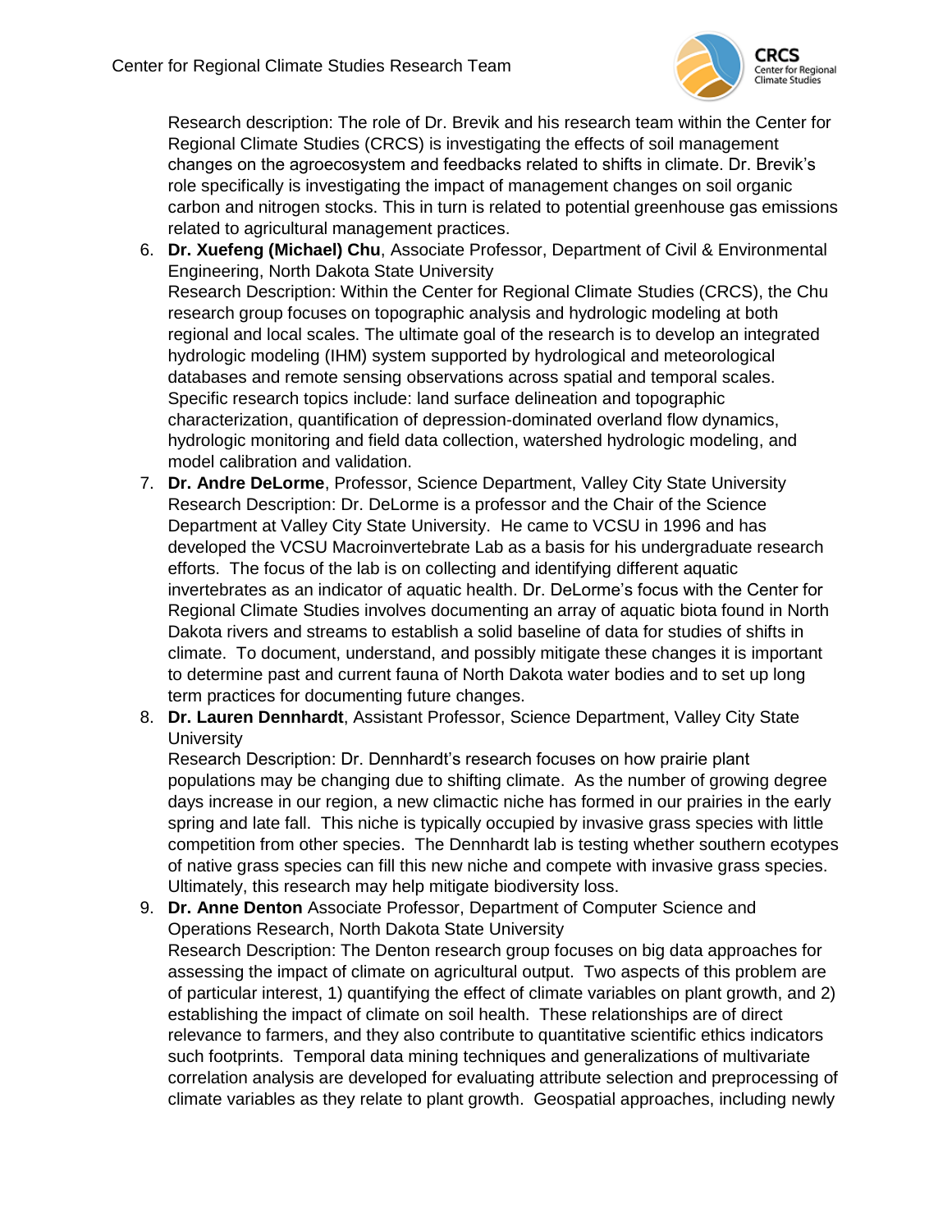Research description: The role of Dr. Brevik and his research team within the Center for Regional Climate Studies (CRCS) is investigating the effects of soil management changes on the agroecosystem and feedbacks related to shifts in climate. Dr. Brevik's role specifically is investigating the impact of management changes on soil organic carbon and nitrogen stocks. This in turn is related to potential greenhouse gas emissions related to agricultural management practices.

6. **Dr. Xuefeng (Michael) Chu**, Associate Professor, Department of Civil & Environmental Engineering, North Dakota State University
   Research Description: Within the Center for Regional Climate Studies (CRCS), the Chu research group focuses on topographic analysis and hydrologic modeling at both regional and local scales. The ultimate goal of the research is to develop an integrated hydrologic modeling (IHM) system supported by hydrological and meteorological databases and remote sensing observations across spatial and temporal scales. Specific research topics include: land surface delineation and topographic characterization, quantification of depression-dominated overland flow dynamics, hydrologic monitoring and field data collection, watershed hydrologic modeling, and model calibration and validation.
7. **Dr. Andre DeLorme**, Professor, Science Department, Valley City State University
   Research Description: Dr. DeLorme is a professor and the Chair of the Science Department at Valley City State University. He came to VCSU in 1996 and has developed the VCSU Macroinvertebrate Lab as a basis for his undergraduate research efforts. The focus of the lab is on collecting and identifying different aquatic invertebrates as an indicator of aquatic health. Dr. DeLorme's focus with the Center for Regional Climate Studies involves documenting an array of aquatic biota found in North Dakota rivers and streams to establish a solid baseline of data for studies of shifts in climate. To document, understand, and possibly mitigate these changes it is important to determine past and current fauna of North Dakota water bodies and to set up long term practices for documenting future changes.
8. **Dr. Lauren Dennhardt**, Assistant Professor, Science Department, Valley City State University
   Research Description: Dr. Dennhardt's research focuses on how prairie plant populations may be changing due to shifting climate. As the number of growing degree days increase in our region, a new climactic niche has formed in our prairies in the early spring and late fall. This niche is typically occupied by invasive grass species with little competition from other species. The Dennhardt lab is testing whether southern ecotypes of native grass species can fill this new niche and compete with invasive grass species. Ultimately, this research may help mitigate biodiversity loss.
9. **Dr. Anne Denton** Associate Professor, Department of Computer Science and Operations Research, North Dakota State University
   Research Description: The Denton research group focuses on big data approaches for assessing the impact of climate on agricultural output. Two aspects of this problem are of particular interest, 1) quantifying the effect of climate variables on plant growth, and 2) establishing the impact of climate on soil health. These relationships are of direct relevance to farmers, and they also contribute to quantitative scientific ethics indicators such footprints. Temporal data mining techniques and generalizations of multivariate correlation analysis are developed for evaluating attribute selection and preprocessing of climate variables as they relate to plant growth. Geospatial approaches, including newly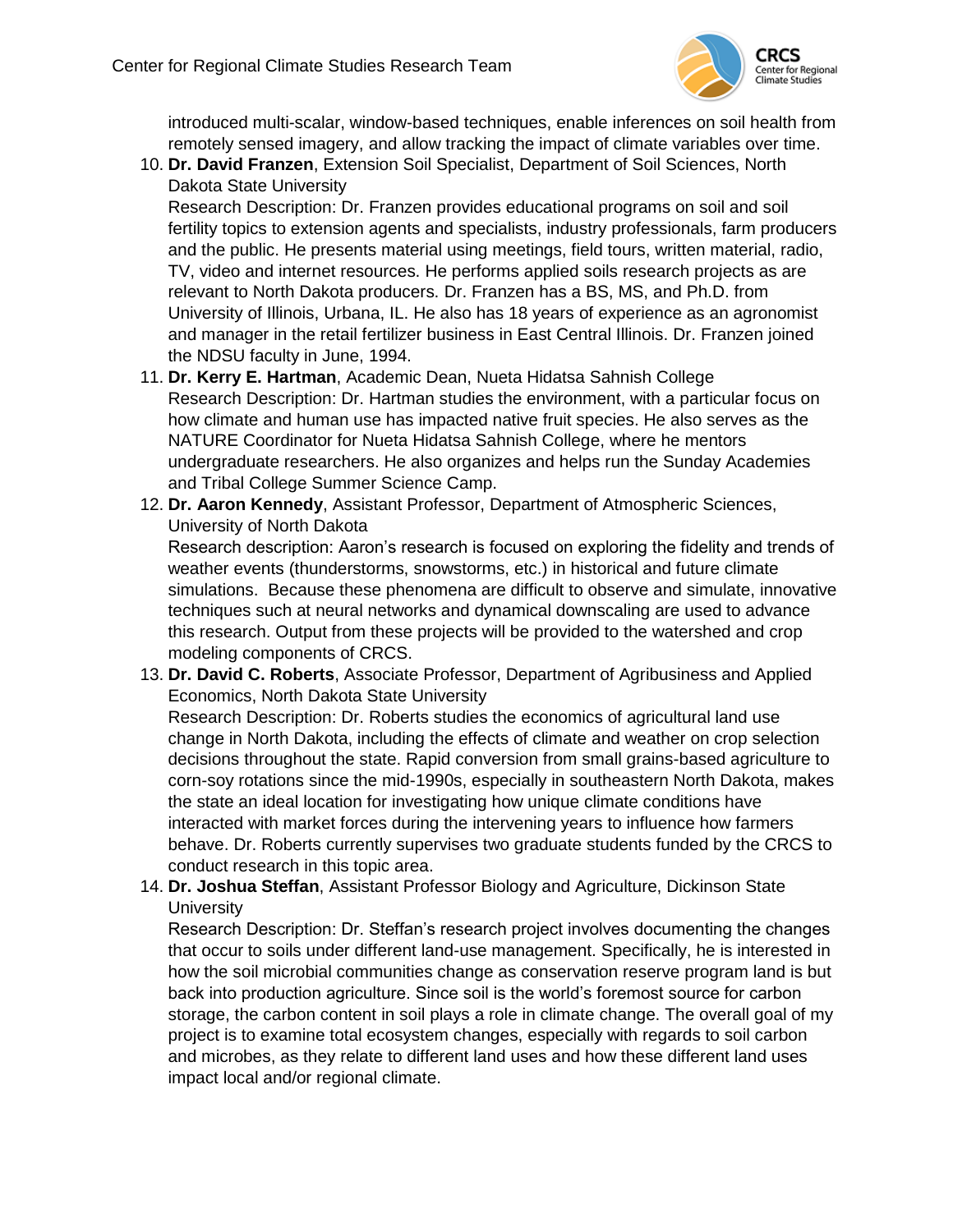introduced multi-scalar, window-based techniques, enable inferences on soil health from remotely sensed imagery, and allow tracking the impact of climate variables over time.

10. **Dr. David Franzen**, Extension Soil Specialist, Department of Soil Sciences, North Dakota State University
    Research Description: Dr. Franzen provides educational programs on soil and soil fertility topics to extension agents and specialists, industry professionals, farm producers and the public. He presents material using meetings, field tours, written material, radio, TV, video and internet resources. He performs applied soils research projects as are relevant to North Dakota producers. Dr. Franzen has a BS, MS, and Ph.D. from University of Illinois, Urbana, IL. He also has 18 years of experience as an agronomist and manager in the retail fertilizer business in East Central Illinois. Dr. Franzen joined the NDSU faculty in June, 1994.
11. **Dr. Kerry E. Hartman**, Academic Dean, Nueta Hidatsa Sahnish College
    Research Description: Dr. Hartman studies the environment, with a particular focus on how climate and human use has impacted native fruit species. He also serves as the NATURE Coordinator for Nueta Hidatsa Sahnish College, where he mentors undergraduate researchers. He also organizes and helps run the Sunday Academies and Tribal College Summer Science Camp.
12. **Dr. Aaron Kennedy**, Assistant Professor, Department of Atmospheric Sciences, University of North Dakota
    Research description: Aaron's research is focused on exploring the fidelity and trends of weather events (thunderstorms, snowstorms, etc.) in historical and future climate simulations. Because these phenomena are difficult to observe and simulate, innovative techniques such at neural networks and dynamical downscaling are used to advance this research. Output from these projects will be provided to the watershed and crop modeling components of CRCS.
13. **Dr. David C. Roberts**, Associate Professor, Department of Agribusiness and Applied Economics, North Dakota State University
    Research Description: Dr. Roberts studies the economics of agricultural land use change in North Dakota, including the effects of climate and weather on crop selection decisions throughout the state. Rapid conversion from small grains-based agriculture to corn-soy rotations since the mid-1990s, especially in southeastern North Dakota, makes the state an ideal location for investigating how unique climate conditions have interacted with market forces during the intervening years to influence how farmers behave. Dr. Roberts currently supervises two graduate students funded by the CRCS to conduct research in this topic area.
14. **Dr. Joshua Steffan**, Assistant Professor Biology and Agriculture, Dickinson State University
    Research Description: Dr. Steffan's research project involves documenting the changes that occur to soils under different land-use management. Specifically, he is interested in how the soil microbial communities change as conservation reserve program land is but back into production agriculture. Since soil is the world's foremost source for carbon storage, the carbon content in soil plays a role in climate change. The overall goal of my project is to examine total ecosystem changes, especially with regards to soil carbon and microbes, as they relate to different land uses and how these different land uses impact local and/or regional climate.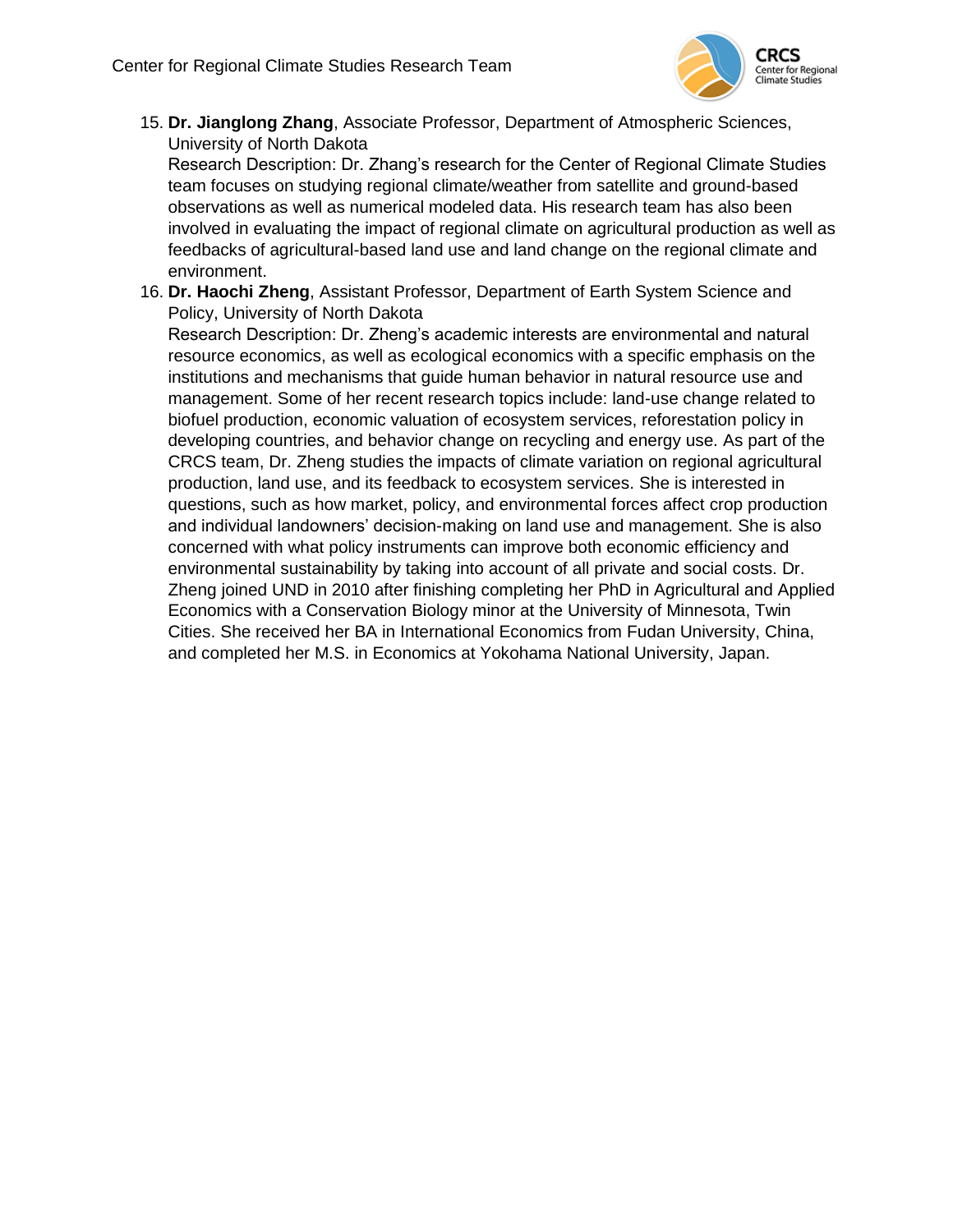15. **Dr. Jianglong Zhang**, Associate Professor, Department of Atmospheric Sciences, University of North Dakota
    Research Description: Dr. Zhang's research for the Center of Regional Climate Studies team focuses on studying regional climate/weather from satellite and ground-based observations as well as numerical modeled data. His research team has also been involved in evaluating the impact of regional climate on agricultural production as well as feedbacks of agricultural-based land use and land change on the regional climate and environment.
16. **Dr. Haochi Zheng**, Assistant Professor, Department of Earth System Science and Policy, University of North Dakota
    Research Description: Dr. Zheng's academic interests are environmental and natural resource economics, as well as ecological economics with a specific emphasis on the institutions and mechanisms that guide human behavior in natural resource use and management. Some of her recent research topics include: land-use change related to biofuel production, economic valuation of ecosystem services, reforestation policy in developing countries, and behavior change on recycling and energy use. As part of the CRCS team, Dr. Zheng studies the impacts of climate variation on regional agricultural production, land use, and its feedback to ecosystem services. She is interested in questions, such as how market, policy, and environmental forces affect crop production and individual landowners' decision-making on land use and management. She is also concerned with what policy instruments can improve both economic efficiency and environmental sustainability by taking into account of all private and social costs. Dr. Zheng joined UND in 2010 after finishing completing her PhD in Agricultural and Applied Economics with a Conservation Biology minor at the University of Minnesota, Twin Cities. She received her BA in International Economics from Fudan University, China, and completed her M.S. in Economics at Yokohama National University, Japan.